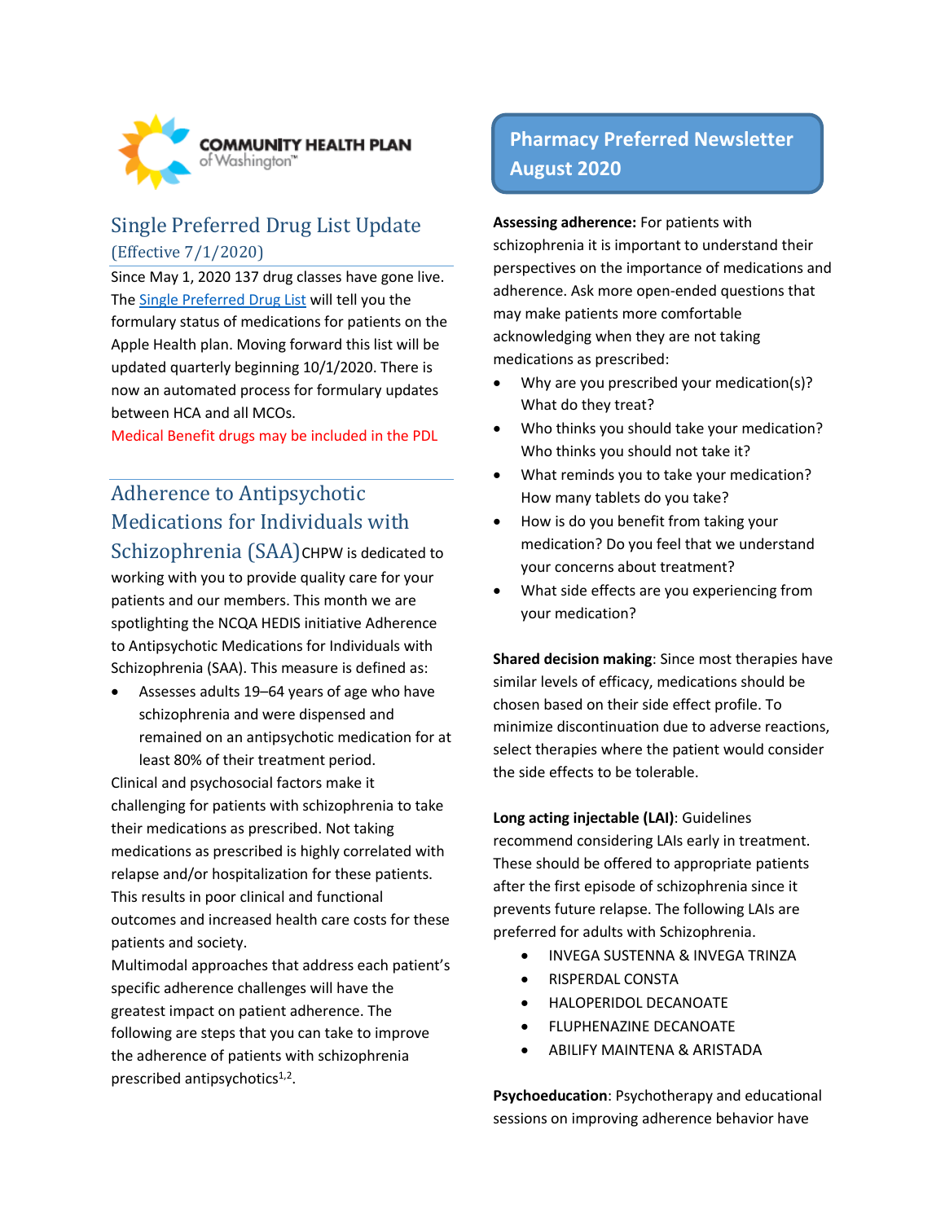COMMUNITY HEALTH PLAN of Washington™

# Pharmacy Preferred Newsletter August 2020

## Single Preferred Drug List Update (Effective 7/1/2020)

Since May 1, 2020 137 drug classes have gone live. The Single Preferred Drug List will tell you the formulary status of medications for patients on the Apple Health plan. Moving forward this list will be updated quarterly beginning 10/1/2020. There is now an automated process for formulary updates between HCA and all MCOs.

Medical Benefit drugs may be included in the PDL

## Adherence to Antipsychotic Medications for Individuals with Schizophrenia (SAA)

CHPW is dedicated to working with you to provide quality care for your patients and our members. This month we are spotlighting the NCQA HEDIS initiative Adherence to Antipsychotic Medications for Individuals with Schizophrenia (SAA). This measure is defined as:

- Assesses adults 19–64 years of age who have schizophrenia and were dispensed and remained on an antipsychotic medication for at least 80% of their treatment period.

Clinical and psychosocial factors make it challenging for patients with schizophrenia to take their medications as prescribed. Not taking medications as prescribed is highly correlated with relapse and/or hospitalization for these patients. This results in poor clinical and functional outcomes and increased health care costs for these patients and society.

Multimodal approaches that address each patient's specific adherence challenges will have the greatest impact on patient adherence. The following are steps that you can take to improve the adherence of patients with schizophrenia prescribed antipsychotics[1,2].

**Assessing adherence:** For patients with schizophrenia it is important to understand their perspectives on the importance of medications and adherence. Ask more open-ended questions that may make patients more comfortable acknowledging when they are not taking medications as prescribed:

- Why are you prescribed your medication(s)? What do they treat?
- Who thinks you should take your medication? Who thinks you should not take it?
- What reminds you to take your medication? How many tablets do you take?
- How is do you benefit from taking your medication? Do you feel that we understand your concerns about treatment?
- What side effects are you experiencing from your medication?

**Shared decision making**: Since most therapies have similar levels of efficacy, medications should be chosen based on their side effect profile. To minimize discontinuation due to adverse reactions, select therapies where the patient would consider the side effects to be tolerable.

**Long acting injectable (LAI)**: Guidelines recommend considering LAIs early in treatment. These should be offered to appropriate patients after the first episode of schizophrenia since it prevents future relapse. The following LAIs are preferred for adults with Schizophrenia.

- INVEGA SUSTENNA & INVEGA TRINZA
- RISPERDAL CONSTA
- HALOPERIDOL DECANOATE
- FLUPHENAZINE DECANOATE
- ABILIFY MAINTENA & ARISTADA

**Psychoeducation**: Psychotherapy and educational sessions on improving adherence behavior have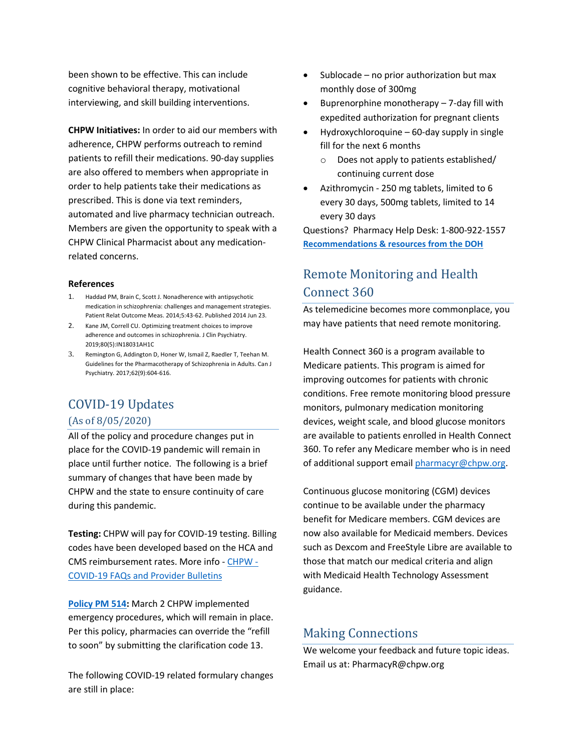been shown to be effective. This can include cognitive behavioral therapy, motivational interviewing, and skill building interventions.

**CHPW Initiatives:** In order to aid our members with adherence, CHPW performs outreach to remind patients to refill their medications. 90-day supplies are also offered to members when appropriate in order to help patients take their medications as prescribed. This is done via text reminders, automated and live pharmacy technician outreach. Members are given the opportunity to speak with a CHPW Clinical Pharmacist about any medication-related concerns.

**References**

1. Haddad PM, Brain C, Scott J. Nonadherence with antipsychotic medication in schizophrenia: challenges and management strategies. Patient Relat Outcome Meas. 2014;5:43-62. Published 2014 Jun 23.
2. Kane JM, Correll CU. Optimizing treatment choices to improve adherence and outcomes in schizophrenia. J Clin Psychiatry. 2019;80(5):IN18031AH1C
3. Remington G, Addington D, Honer W, Ismail Z, Raedler T, Teehan M. Guidelines for the Pharmacotherapy of Schizophrenia in Adults. Can J Psychiatry. 2017;62(9):604-616.

## COVID-19 Updates

### (As of 8/05/2020)

All of the policy and procedure changes put in place for the COVID-19 pandemic will remain in place until further notice. The following is a brief summary of changes that have been made by CHPW and the state to ensure continuity of care during this pandemic.

**Testing:** CHPW will pay for COVID-19 testing. Billing codes have been developed based on the HCA and CMS reimbursement rates. More info - CHPW - COVID-19 FAQs and Provider Bulletins

**Policy PM 514:** March 2 CHPW implemented emergency procedures, which will remain in place. Per this policy, pharmacies can override the "refill to soon" by submitting the clarification code 13.

The following COVID-19 related formulary changes are still in place:

- Sublocade – no prior authorization but max monthly dose of 300mg
- Buprenorphine monotherapy – 7-day fill with expedited authorization for pregnant clients
- Hydroxychloroquine – 60-day supply in single fill for the next 6 months
  - Does not apply to patients established/ continuing current dose
- Azithromycin - 250 mg tablets, limited to 6 every 30 days, 500mg tablets, limited to 14 every 30 days

Questions? Pharmacy Help Desk: 1-800-922-1557

**Recommendations & resources from the DOH**

## Remote Monitoring and Health Connect 360

As telemedicine becomes more commonplace, you may have patients that need remote monitoring.

Health Connect 360 is a program available to Medicare patients. This program is aimed for improving outcomes for patients with chronic conditions. Free remote monitoring blood pressure monitors, pulmonary medication monitoring devices, weight scale, and blood glucose monitors are available to patients enrolled in Health Connect 360. To refer any Medicare member who is in need of additional support email pharmacyr@chpw.org.

Continuous glucose monitoring (CGM) devices continue to be available under the pharmacy benefit for Medicare members. CGM devices are now also available for Medicaid members. Devices such as Dexcom and FreeStyle Libre are available to those that match our medical criteria and align with Medicaid Health Technology Assessment guidance.

## Making Connections

We welcome your feedback and future topic ideas. Email us at: PharmacyR@chpw.org